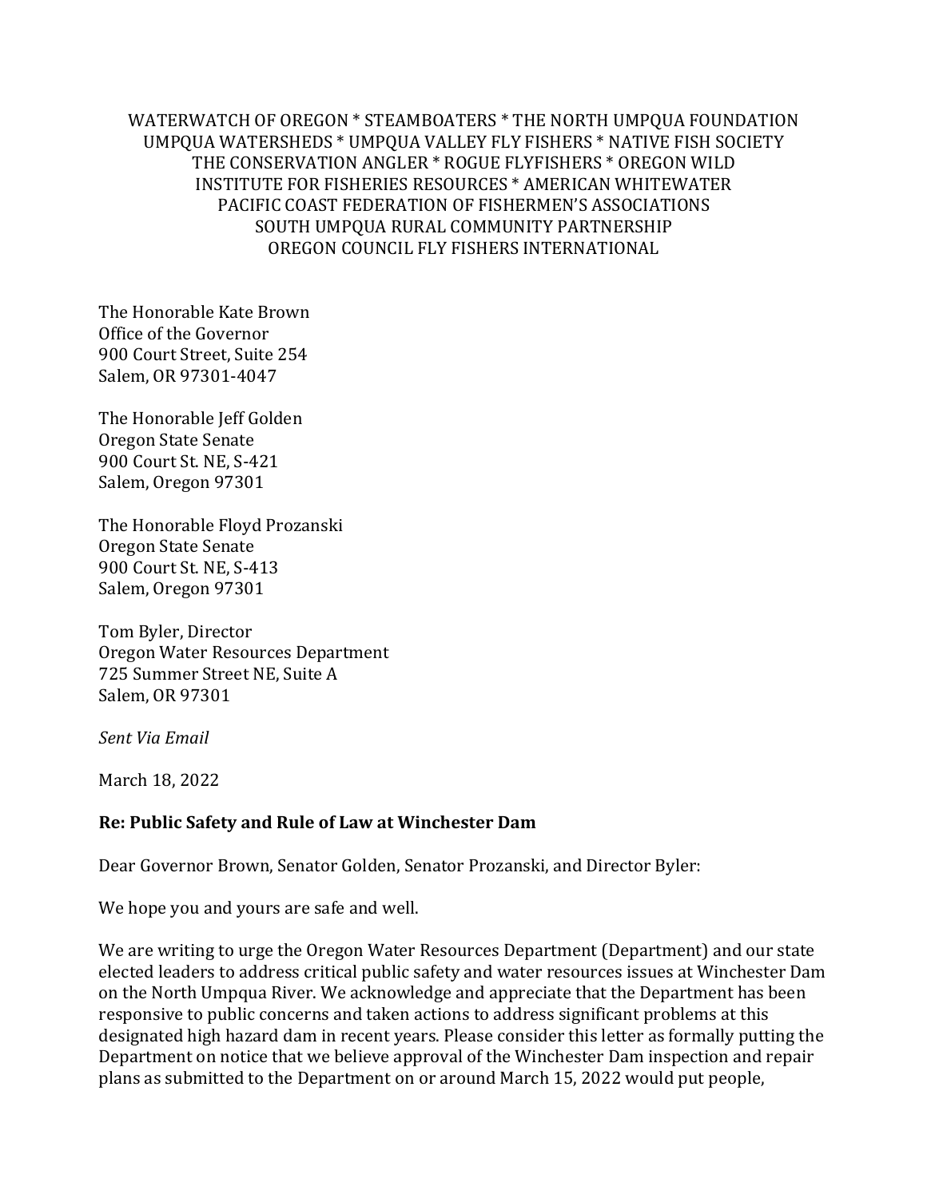WATERWATCH OF OREGON * STEAMBOATERS * THE NORTH UMPQUA FOUNDATION
UMPQUA WATERSHEDS * UMPQUA VALLEY FLY FISHERS * NATIVE FISH SOCIETY
THE CONSERVATION ANGLER * ROGUE FLYFISHERS * OREGON WILD
INSTITUTE FOR FISHERIES RESOURCES * AMERICAN WHITEWATER
PACIFIC COAST FEDERATION OF FISHERMEN'S ASSOCIATIONS
SOUTH UMPQUA RURAL COMMUNITY PARTNERSHIP
OREGON COUNCIL FLY FISHERS INTERNATIONAL

The Honorable Kate Brown
Office of the Governor
900 Court Street, Suite 254
Salem, OR 97301-4047

The Honorable Jeff Golden
Oregon State Senate
900 Court St. NE, S-421
Salem, Oregon 97301

The Honorable Floyd Prozanski
Oregon State Senate
900 Court St. NE, S-413
Salem, Oregon 97301

Tom Byler, Director
Oregon Water Resources Department
725 Summer Street NE, Suite A
Salem, OR 97301

*Sent Via Email*

March 18, 2022

**Re: Public Safety and Rule of Law at Winchester Dam**

Dear Governor Brown, Senator Golden, Senator Prozanski, and Director Byler:

We hope you and yours are safe and well.

We are writing to urge the Oregon Water Resources Department (Department) and our state elected leaders to address critical public safety and water resources issues at Winchester Dam on the North Umpqua River. We acknowledge and appreciate that the Department has been responsive to public concerns and taken actions to address significant problems at this designated high hazard dam in recent years. Please consider this letter as formally putting the Department on notice that we believe approval of the Winchester Dam inspection and repair plans as submitted to the Department on or around March 15, 2022 would put people,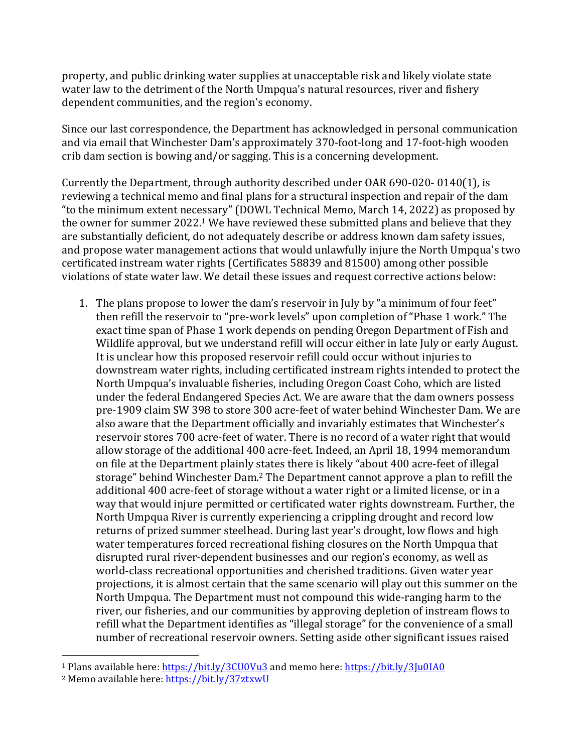property, and public drinking water supplies at unacceptable risk and likely violate state water law to the detriment of the North Umpqua's natural resources, river and fishery dependent communities, and the region's economy.

Since our last correspondence, the Department has acknowledged in personal communication and via email that Winchester Dam's approximately 370-foot-long and 17-foot-high wooden crib dam section is bowing and/or sagging. This is a concerning development.

Currently the Department, through authority described under OAR 690-020- 0140(1), is reviewing a technical memo and final plans for a structural inspection and repair of the dam "to the minimum extent necessary" (DOWL Technical Memo, March 14, 2022) as proposed by the owner for summer 2022.[1] We have reviewed these submitted plans and believe that they are substantially deficient, do not adequately describe or address known dam safety issues, and propose water management actions that would unlawfully injure the North Umpqua's two certificated instream water rights (Certificates 58839 and 81500) among other possible violations of state water law. We detail these issues and request corrective actions below:

1. The plans propose to lower the dam's reservoir in July by "a minimum of four feet" then refill the reservoir to "pre-work levels" upon completion of "Phase 1 work." The exact time span of Phase 1 work depends on pending Oregon Department of Fish and Wildlife approval, but we understand refill will occur either in late July or early August. It is unclear how this proposed reservoir refill could occur without injuries to downstream water rights, including certificated instream rights intended to protect the North Umpqua's invaluable fisheries, including Oregon Coast Coho, which are listed under the federal Endangered Species Act. We are aware that the dam owners possess pre-1909 claim SW 398 to store 300 acre-feet of water behind Winchester Dam. We are also aware that the Department officially and invariably estimates that Winchester's reservoir stores 700 acre-feet of water. There is no record of a water right that would allow storage of the additional 400 acre-feet. Indeed, an April 18, 1994 memorandum on file at the Department plainly states there is likely "about 400 acre-feet of illegal storage" behind Winchester Dam.[2] The Department cannot approve a plan to refill the additional 400 acre-feet of storage without a water right or a limited license, or in a way that would injure permitted or certificated water rights downstream. Further, the North Umpqua River is currently experiencing a crippling drought and record low returns of prized summer steelhead. During last year's drought, low flows and high water temperatures forced recreational fishing closures on the North Umpqua that disrupted rural river-dependent businesses and our region's economy, as well as world-class recreational opportunities and cherished traditions. Given water year projections, it is almost certain that the same scenario will play out this summer on the North Umpqua. The Department must not compound this wide-ranging harm to the river, our fisheries, and our communities by approving depletion of instream flows to refill what the Department identifies as "illegal storage" for the convenience of a small number of recreational reservoir owners. Setting aside other significant issues raised

[1] Plans available here: https://bit.ly/3CU0Vu3 and memo here: https://bit.ly/3Ju0IA0

[2] Memo available here: https://bit.ly/37ztxwU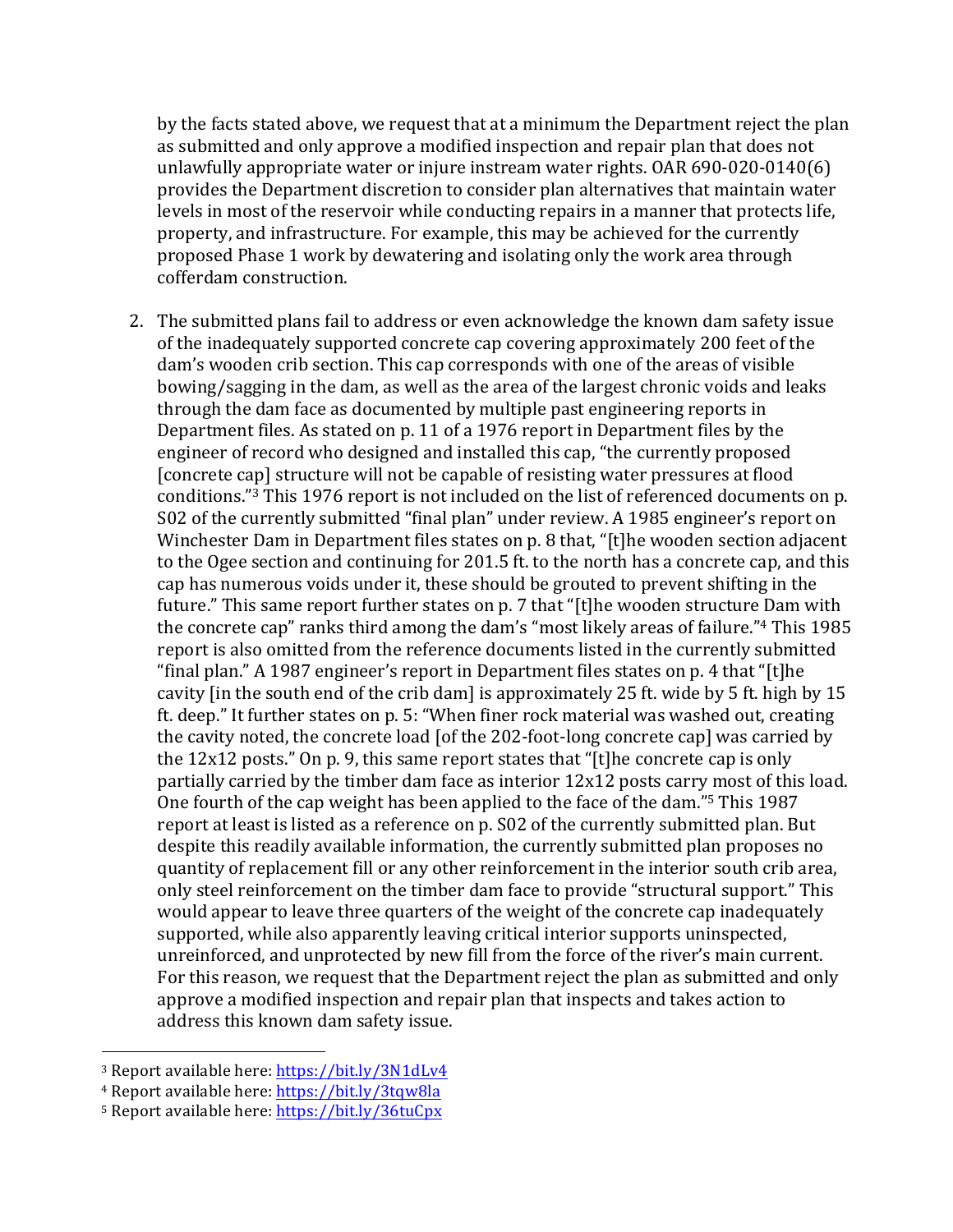by the facts stated above, we request that at a minimum the Department reject the plan as submitted and only approve a modified inspection and repair plan that does not unlawfully appropriate water or injure instream water rights. OAR 690-020-0140(6) provides the Department discretion to consider plan alternatives that maintain water levels in most of the reservoir while conducting repairs in a manner that protects life, property, and infrastructure. For example, this may be achieved for the currently proposed Phase 1 work by dewatering and isolating only the work area through cofferdam construction.

2. The submitted plans fail to address or even acknowledge the known dam safety issue of the inadequately supported concrete cap covering approximately 200 feet of the dam's wooden crib section. This cap corresponds with one of the areas of visible bowing/sagging in the dam, as well as the area of the largest chronic voids and leaks through the dam face as documented by multiple past engineering reports in Department files. As stated on p. 11 of a 1976 report in Department files by the engineer of record who designed and installed this cap, "the currently proposed [concrete cap] structure will not be capable of resisting water pressures at flood conditions."[3] This 1976 report is not included on the list of referenced documents on p. S02 of the currently submitted "final plan" under review. A 1985 engineer's report on Winchester Dam in Department files states on p. 8 that, "[t]he wooden section adjacent to the Ogee section and continuing for 201.5 ft. to the north has a concrete cap, and this cap has numerous voids under it, these should be grouted to prevent shifting in the future." This same report further states on p. 7 that "[t]he wooden structure Dam with the concrete cap" ranks third among the dam's "most likely areas of failure."[4] This 1985 report is also omitted from the reference documents listed in the currently submitted "final plan." A 1987 engineer's report in Department files states on p. 4 that "[t]he cavity [in the south end of the crib dam] is approximately 25 ft. wide by 5 ft. high by 15 ft. deep." It further states on p. 5: "When finer rock material was washed out, creating the cavity noted, the concrete load [of the 202-foot-long concrete cap] was carried by the 12x12 posts." On p. 9, this same report states that "[t]he concrete cap is only partially carried by the timber dam face as interior 12x12 posts carry most of this load. One fourth of the cap weight has been applied to the face of the dam."[5] This 1987 report at least is listed as a reference on p. S02 of the currently submitted plan. But despite this readily available information, the currently submitted plan proposes no quantity of replacement fill or any other reinforcement in the interior south crib area, only steel reinforcement on the timber dam face to provide "structural support." This would appear to leave three quarters of the weight of the concrete cap inadequately supported, while also apparently leaving critical interior supports uninspected, unreinforced, and unprotected by new fill from the force of the river's main current. For this reason, we request that the Department reject the plan as submitted and only approve a modified inspection and repair plan that inspects and takes action to address this known dam safety issue.

[3] Report available here: https://bit.ly/3N1dLv4

[4] Report available here: https://bit.ly/3tqw8la

[5] Report available here: https://bit.ly/36tuCpx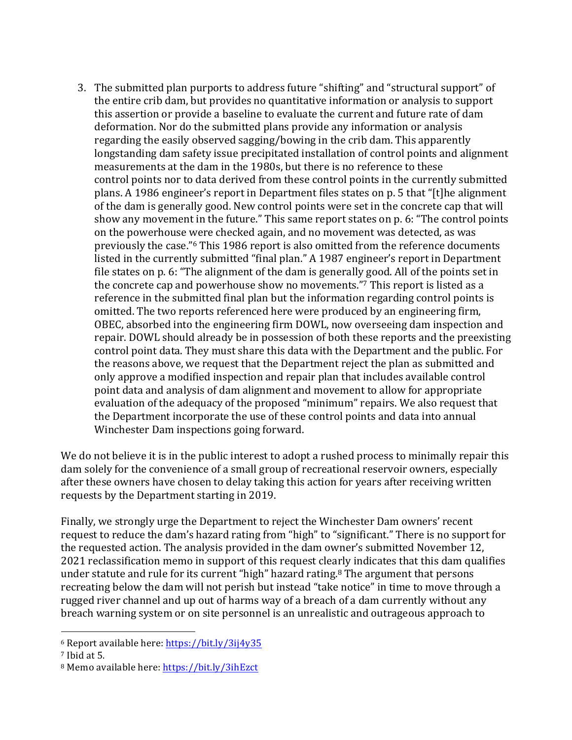3. The submitted plan purports to address future "shifting" and "structural support" of the entire crib dam, but provides no quantitative information or analysis to support this assertion or provide a baseline to evaluate the current and future rate of dam deformation. Nor do the submitted plans provide any information or analysis regarding the easily observed sagging/bowing in the crib dam. This apparently longstanding dam safety issue precipitated installation of control points and alignment measurements at the dam in the 1980s, but there is no reference to these control points nor to data derived from these control points in the currently submitted plans. A 1986 engineer's report in Department files states on p. 5 that "[t]he alignment of the dam is generally good. New control points were set in the concrete cap that will show any movement in the future." This same report states on p. 6: "The control points on the powerhouse were checked again, and no movement was detected, as was previously the case."[6] This 1986 report is also omitted from the reference documents listed in the currently submitted "final plan." A 1987 engineer's report in Department file states on p. 6: "The alignment of the dam is generally good. All of the points set in the concrete cap and powerhouse show no movements."[7] This report is listed as a reference in the submitted final plan but the information regarding control points is omitted. The two reports referenced here were produced by an engineering firm, OBEC, absorbed into the engineering firm DOWL, now overseeing dam inspection and repair. DOWL should already be in possession of both these reports and the preexisting control point data. They must share this data with the Department and the public. For the reasons above, we request that the Department reject the plan as submitted and only approve a modified inspection and repair plan that includes available control point data and analysis of dam alignment and movement to allow for appropriate evaluation of the adequacy of the proposed "minimum" repairs. We also request that the Department incorporate the use of these control points and data into annual Winchester Dam inspections going forward.

We do not believe it is in the public interest to adopt a rushed process to minimally repair this dam solely for the convenience of a small group of recreational reservoir owners, especially after these owners have chosen to delay taking this action for years after receiving written requests by the Department starting in 2019.

Finally, we strongly urge the Department to reject the Winchester Dam owners' recent request to reduce the dam's hazard rating from "high" to "significant." There is no support for the requested action. The analysis provided in the dam owner's submitted November 12, 2021 reclassification memo in support of this request clearly indicates that this dam qualifies under statute and rule for its current "high" hazard rating.[8] The argument that persons recreating below the dam will not perish but instead "take notice" in time to move through a rugged river channel and up out of harms way of a breach of a dam currently without any breach warning system or on site personnel is an unrealistic and outrageous approach to

[6] Report available here: https://bit.ly/3ij4y35

[7] Ibid at 5.

[8] Memo available here: https://bit.ly/3ihEzct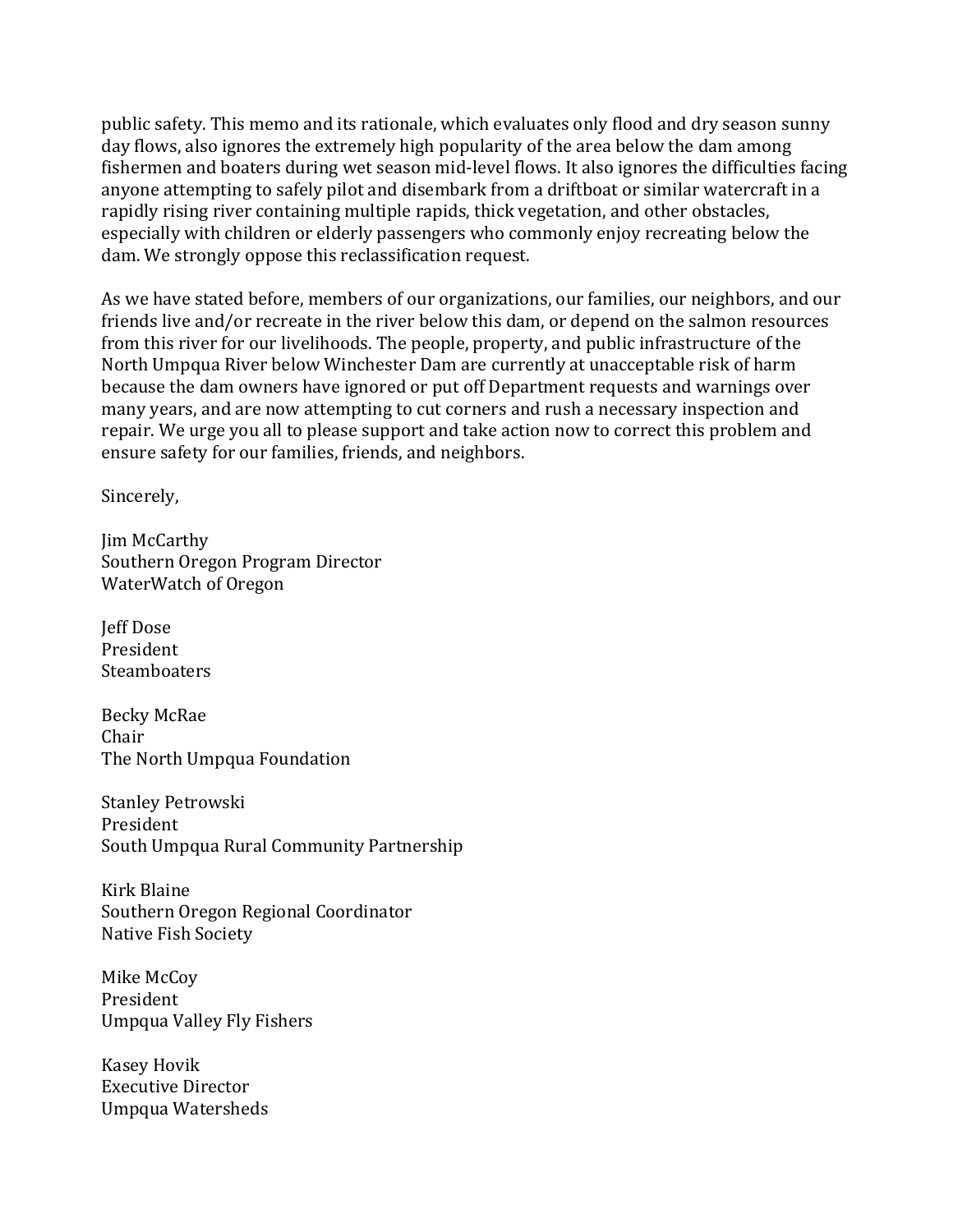public safety. This memo and its rationale, which evaluates only flood and dry season sunny day flows, also ignores the extremely high popularity of the area below the dam among fishermen and boaters during wet season mid-level flows. It also ignores the difficulties facing anyone attempting to safely pilot and disembark from a driftboat or similar watercraft in a rapidly rising river containing multiple rapids, thick vegetation, and other obstacles, especially with children or elderly passengers who commonly enjoy recreating below the dam. We strongly oppose this reclassification request.

As we have stated before, members of our organizations, our families, our neighbors, and our friends live and/or recreate in the river below this dam, or depend on the salmon resources from this river for our livelihoods. The people, property, and public infrastructure of the North Umpqua River below Winchester Dam are currently at unacceptable risk of harm because the dam owners have ignored or put off Department requests and warnings over many years, and are now attempting to cut corners and rush a necessary inspection and repair. We urge you all to please support and take action now to correct this problem and ensure safety for our families, friends, and neighbors.

Sincerely,

Jim McCarthy
Southern Oregon Program Director
WaterWatch of Oregon

Jeff Dose
President
Steamboaters

Becky McRae
Chair
The North Umpqua Foundation

Stanley Petrowski
President
South Umpqua Rural Community Partnership

Kirk Blaine
Southern Oregon Regional Coordinator
Native Fish Society

Mike McCoy
President
Umpqua Valley Fly Fishers

Kasey Hovik
Executive Director
Umpqua Watersheds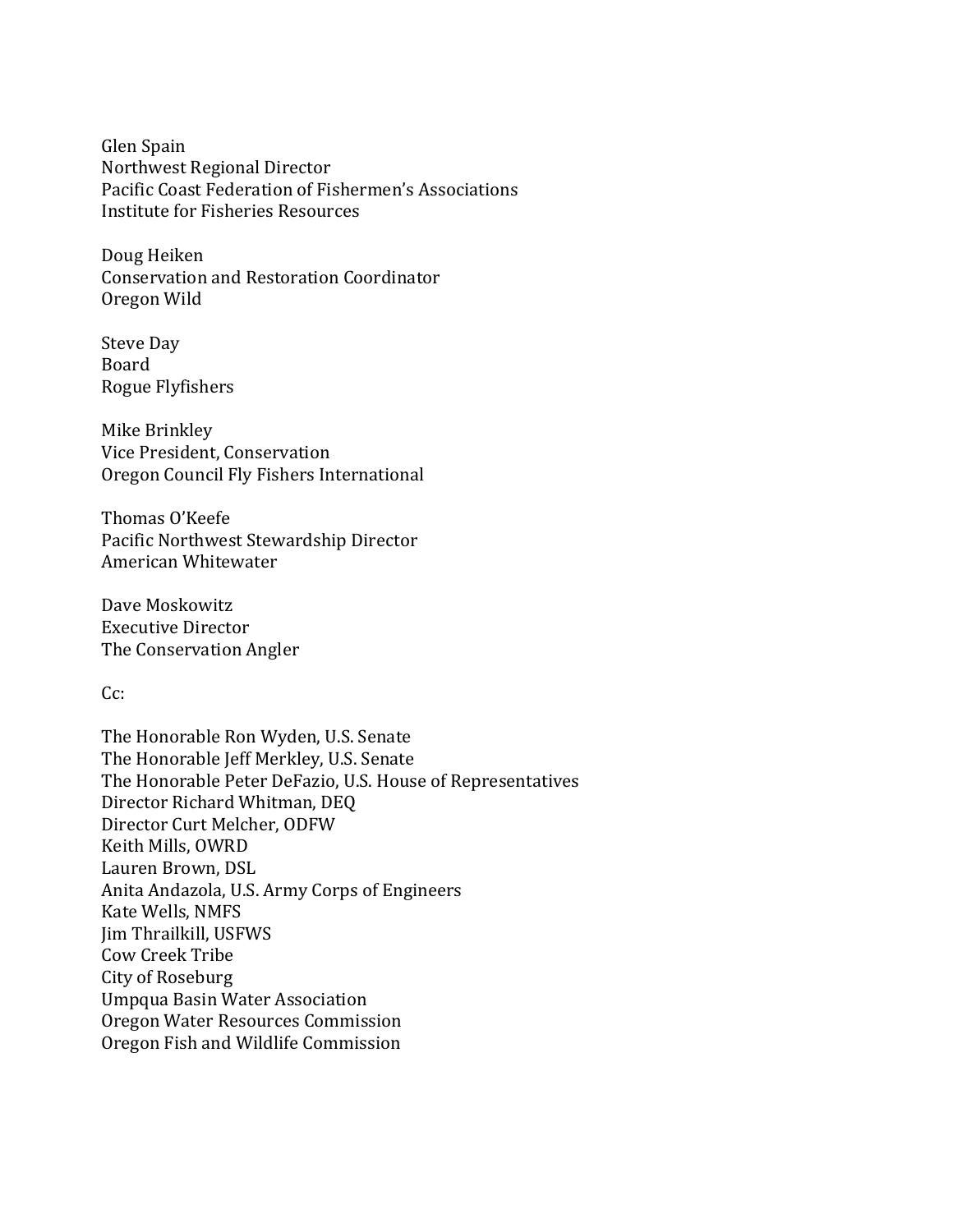Glen Spain
Northwest Regional Director
Pacific Coast Federation of Fishermen's Associations
Institute for Fisheries Resources

Doug Heiken
Conservation and Restoration Coordinator
Oregon Wild

Steve Day
Board
Rogue Flyfishers

Mike Brinkley
Vice President, Conservation
Oregon Council Fly Fishers International

Thomas O'Keefe
Pacific Northwest Stewardship Director
American Whitewater

Dave Moskowitz
Executive Director
The Conservation Angler

Cc:

The Honorable Ron Wyden, U.S. Senate
The Honorable Jeff Merkley, U.S. Senate
The Honorable Peter DeFazio, U.S. House of Representatives
Director Richard Whitman, DEQ
Director Curt Melcher, ODFW
Keith Mills, OWRD
Lauren Brown, DSL
Anita Andazola, U.S. Army Corps of Engineers
Kate Wells, NMFS
Jim Thrailkill, USFWS
Cow Creek Tribe
City of Roseburg
Umpqua Basin Water Association
Oregon Water Resources Commission
Oregon Fish and Wildlife Commission